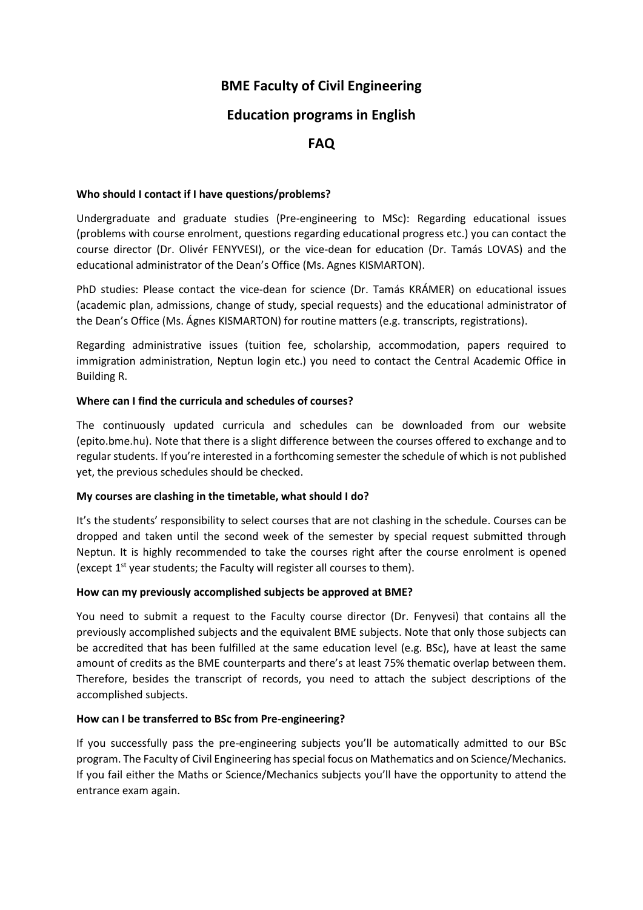# BME Faculty of Civil Engineering

# Education programs in English

# FAQ

**Who should I contact if I have questions/problems?**

Undergraduate and graduate studies (Pre-engineering to MSc): Regarding educational issues (problems with course enrolment, questions regarding educational progress etc.) you can contact the course director (Dr. Olivér FENYVESI), or the vice-dean for education (Dr. Tamás LOVAS) and the educational administrator of the Dean's Office (Ms. Agnes KISMARTON).

PhD studies: Please contact the vice-dean for science (Dr. Tamás KRÁMER) on educational issues (academic plan, admissions, change of study, special requests) and the educational administrator of the Dean's Office (Ms. Ágnes KISMARTON) for routine matters (e.g. transcripts, registrations).

Regarding administrative issues (tuition fee, scholarship, accommodation, papers required to immigration administration, Neptun login etc.) you need to contact the Central Academic Office in Building R.

**Where can I find the curricula and schedules of courses?**

The continuously updated curricula and schedules can be downloaded from our website (epito.bme.hu). Note that there is a slight difference between the courses offered to exchange and to regular students. If you're interested in a forthcoming semester the schedule of which is not published yet, the previous schedules should be checked.

**My courses are clashing in the timetable, what should I do?**

It's the students' responsibility to select courses that are not clashing in the schedule. Courses can be dropped and taken until the second week of the semester by special request submitted through Neptun. It is highly recommended to take the courses right after the course enrolment is opened (except 1st year students; the Faculty will register all courses to them).

**How can my previously accomplished subjects be approved at BME?**

You need to submit a request to the Faculty course director (Dr. Fenyvesi) that contains all the previously accomplished subjects and the equivalent BME subjects. Note that only those subjects can be accredited that has been fulfilled at the same education level (e.g. BSc), have at least the same amount of credits as the BME counterparts and there's at least 75% thematic overlap between them. Therefore, besides the transcript of records, you need to attach the subject descriptions of the accomplished subjects.

**How can I be transferred to BSc from Pre-engineering?**

If you successfully pass the pre-engineering subjects you'll be automatically admitted to our BSc program. The Faculty of Civil Engineering has special focus on Mathematics and on Science/Mechanics. If you fail either the Maths or Science/Mechanics subjects you'll have the opportunity to attend the entrance exam again.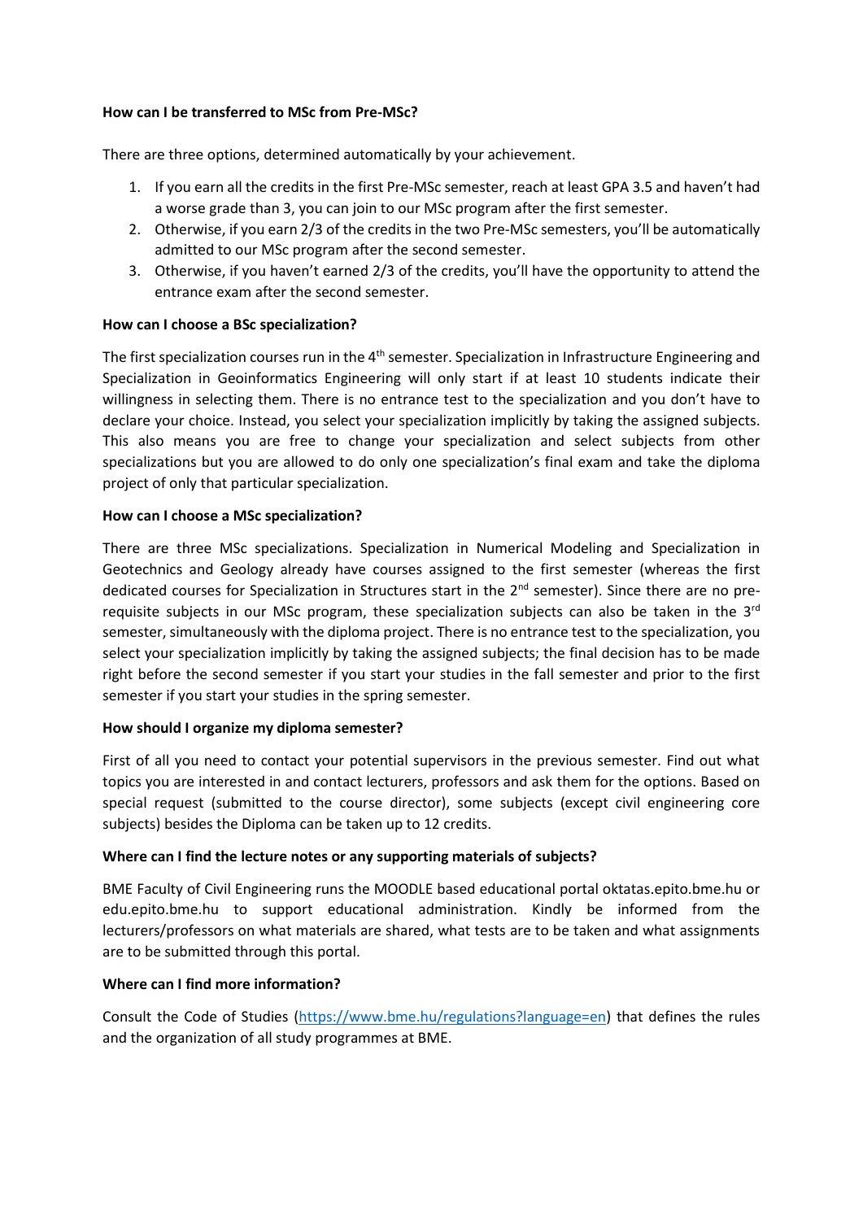**How can I be transferred to MSc from Pre-MSc?**

There are three options, determined automatically by your achievement.

1. If you earn all the credits in the first Pre-MSc semester, reach at least GPA 3.5 and haven't had a worse grade than 3, you can join to our MSc program after the first semester.
2. Otherwise, if you earn 2/3 of the credits in the two Pre-MSc semesters, you'll be automatically admitted to our MSc program after the second semester.
3. Otherwise, if you haven't earned 2/3 of the credits, you'll have the opportunity to attend the entrance exam after the second semester.

**How can I choose a BSc specialization?**

The first specialization courses run in the 4th semester. Specialization in Infrastructure Engineering and Specialization in Geoinformatics Engineering will only start if at least 10 students indicate their willingness in selecting them. There is no entrance test to the specialization and you don't have to declare your choice. Instead, you select your specialization implicitly by taking the assigned subjects. This also means you are free to change your specialization and select subjects from other specializations but you are allowed to do only one specialization's final exam and take the diploma project of only that particular specialization.

**How can I choose a MSc specialization?**

There are three MSc specializations. Specialization in Numerical Modeling and Specialization in Geotechnics and Geology already have courses assigned to the first semester (whereas the first dedicated courses for Specialization in Structures start in the 2nd semester). Since there are no pre-requisite subjects in our MSc program, these specialization subjects can also be taken in the 3rd semester, simultaneously with the diploma project. There is no entrance test to the specialization, you select your specialization implicitly by taking the assigned subjects; the final decision has to be made right before the second semester if you start your studies in the fall semester and prior to the first semester if you start your studies in the spring semester.

**How should I organize my diploma semester?**

First of all you need to contact your potential supervisors in the previous semester. Find out what topics you are interested in and contact lecturers, professors and ask them for the options. Based on special request (submitted to the course director), some subjects (except civil engineering core subjects) besides the Diploma can be taken up to 12 credits.

**Where can I find the lecture notes or any supporting materials of subjects?**

BME Faculty of Civil Engineering runs the MOODLE based educational portal oktatas.epito.bme.hu or edu.epito.bme.hu to support educational administration. Kindly be informed from the lecturers/professors on what materials are shared, what tests are to be taken and what assignments are to be submitted through this portal.

**Where can I find more information?**

Consult the Code of Studies (https://www.bme.hu/regulations?language=en) that defines the rules and the organization of all study programmes at BME.